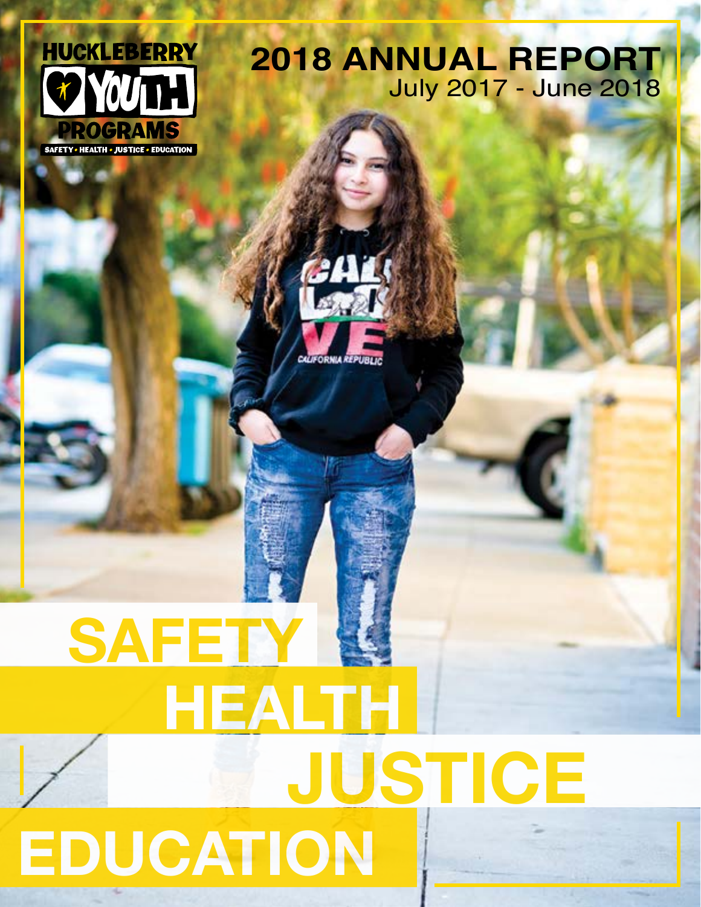HUCKLEBERRY YOUTH PROGRAMS

SAFETY • HEALTH • JUSTICE • EDUCATION

# 2018 ANNUAL REPORT

July 2017 - June 2018

SAFETY

HEALTH

JUSTICE

EDUCATION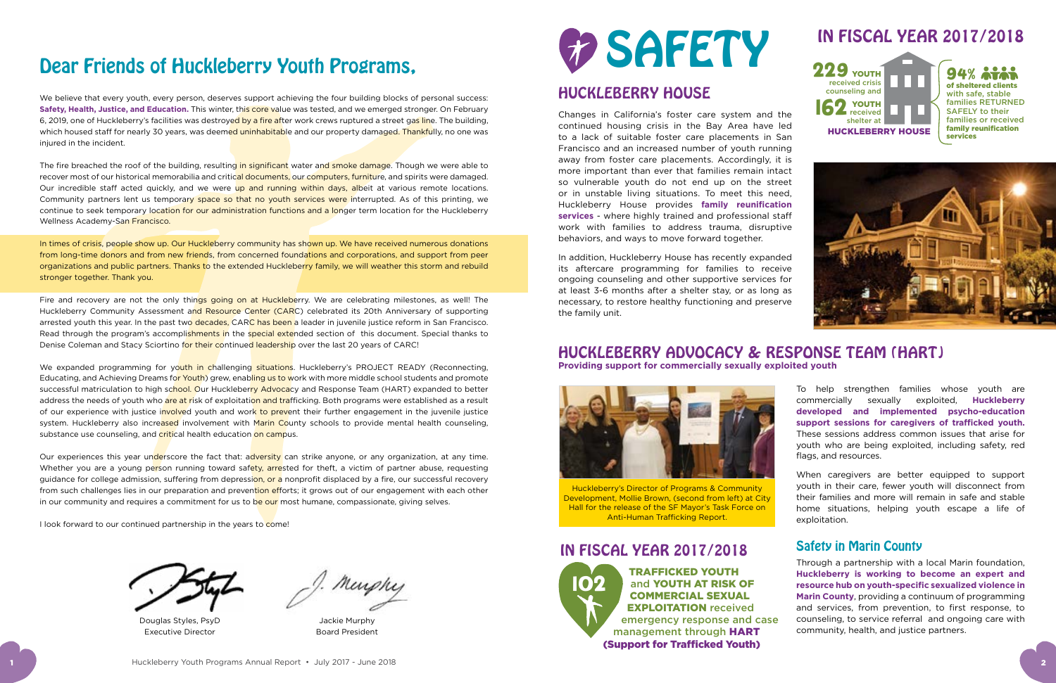# Dear Friends of Huckleberry Youth Programs,

We believe that every youth, every person, deserves support achieving the four building blocks of personal success: **Safety, Health, Justice, and Education.** This winter, this core value was tested, and we emerged stronger. On February 6, 2019, one of Huckleberry's facilities was destroyed by a fire after work crews ruptured a street gas line. The building, which housed staff for nearly 30 years, was deemed uninhabitable and our property damaged. Thankfully, no one was injured in the incident.

The fire breached the roof of the building, resulting in significant water and smoke damage. Though we were able to recover most of our historical memorabilia and critical documents, our computers, furniture, and spirits were damaged. Our incredible staff acted quickly, and we were up and running within days, albeit at various remote locations. Community partners lent us temporary space so that no youth services were interrupted. As of this printing, we continue to seek temporary location for our administration functions and a longer term location for the Huckleberry Wellness Academy-San Francisco.

In times of crisis, people show up. Our Huckleberry community has shown up. We have received numerous donations from long-time donors and from new friends, from concerned foundations and corporations, and support from peer organizations and public partners. Thanks to the extended Huckleberry family, we will weather this storm and rebuild stronger together. Thank you.

Fire and recovery are not the only things going on at Huckleberry. We are celebrating milestones, as well! The Huckleberry Community Assessment and Resource Center (CARC) celebrated its 20th Anniversary of supporting arrested youth this year. In the past two decades, CARC has been a leader in juvenile justice reform in San Francisco. Read through the program's accomplishments in the special extended section of this document. Special thanks to Denise Coleman and Stacy Sciortino for their continued leadership over the last 20 years of CARC!

We expanded programming for youth in challenging situations. Huckleberry's PROJECT READY (Reconnecting, Educating, and Achieving Dreams for Youth) grew, enabling us to work with more middle school students and promote successful matriculation to high school. Our Huckleberry Advocacy and Response Team (HART) expanded to better address the needs of youth who are at risk of exploitation and trafficking. Both programs were established as a result of our experience with justice involved youth and work to prevent their further engagement in the juvenile justice system. Huckleberry also increased involvement with Marin County schools to provide mental health counseling, substance use counseling, and critical health education on campus.

Our experiences this year underscore the fact that: adversity can strike anyone, or any organization, at any time. Whether you are a young person running toward safety, arrested for theft, a victim of partner abuse, requesting guidance for college admission, suffering from depression, or a nonprofit displaced by a fire, our successful recovery from such challenges lies in our preparation and prevention efforts; it grows out of our engagement with each other in our community and requires a commitment for us to be our most humane, compassionate, giving selves.

I look forward to our continued partnership in the years to come!

Douglas Styles, PsyD
Executive Director

Jackie Murphy
Board President

# SAFETY

## HUCKLEBERRY HOUSE

Changes in California's foster care system and the continued housing crisis in the Bay Area have led to a lack of suitable foster care placements in San Francisco and an increased number of youth running away from foster care placements. Accordingly, it is more important than ever that families remain intact so vulnerable youth do not end up on the street or in unstable living situations. To meet this need, Huckleberry House provides **family reunification services** - where highly trained and professional staff work with families to address trauma, disruptive behaviors, and ways to move forward together.

In addition, Huckleberry House has recently expanded its aftercare programming for families to receive ongoing counseling and other supportive services for at least 3-6 months after a shelter stay, or as long as necessary, to restore healthy functioning and preserve the family unit.

## IN FISCAL YEAR 2017/2018

**229** YOUTH received crisis counseling and **162** YOUTH received shelter at **HUCKLEBERRY HOUSE**

**94%** of sheltered clients with safe, stable families RETURNED SAFELY to their families or received family reunification services

## HUCKLEBERRY ADVOCACY & RESPONSE TEAM (HART)

**Providing support for commercially sexually exploited youth**

Huckleberry's Director of Programs & Community Development, Mollie Brown, (second from left) at City Hall for the release of the SF Mayor's Task Force on Anti-Human Trafficking Report.

To help strengthen families whose youth are commercially sexually exploited, **Huckleberry developed and implemented psycho-education support sessions for caregivers of trafficked youth.** These sessions address common issues that arise for youth who are being exploited, including safety, red flags, and resources.

When caregivers are better equipped to support youth in their care, fewer youth will disconnect from their families and more will remain in safe and stable home situations, helping youth escape a life of exploitation.

## IN FISCAL YEAR 2017/2018

**102** TRAFFICKED YOUTH and YOUTH AT RISK OF COMMERCIAL SEXUAL EXPLOITATION received emergency response and case management through **HART (Support for Trafficked Youth)**

### Safety in Marin County

Through a partnership with a local Marin foundation, **Huckleberry is working to become an expert and resource hub on youth-specific sexualized violence in Marin County**, providing a continuum of programming and services, from prevention, to first response, to counseling, to service referral and ongoing care with community, health, and justice partners.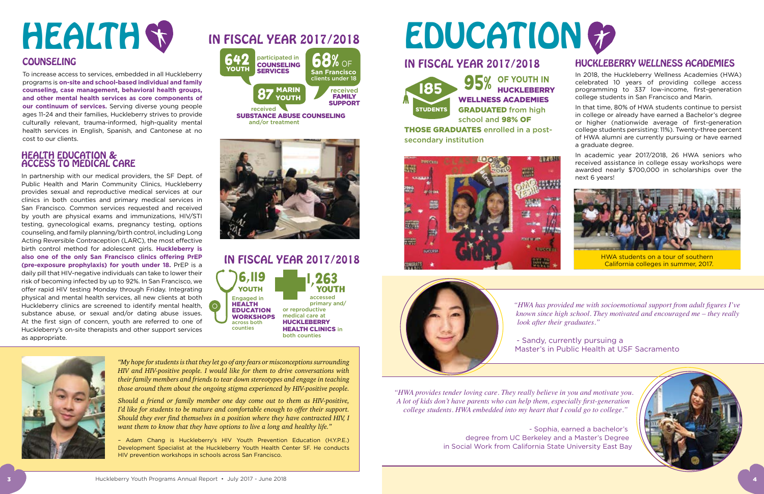# HEALTH

## COUNSELING

To increase access to services, embedded in all Huckleberry programs is **on-site and school-based individual and family counseling, case management, behavioral health groups, and other mental health services as core components of our continuum of services.** Serving diverse young people ages 11-24 and their families, Huckleberry strives to provide culturally relevant, trauma-informed, high-quality mental health services in English, Spanish, and Cantonese at no cost to our clients.

## HEALTH EDUCATION & ACCESS TO MEDICAL CARE

In partnership with our medical providers, the SF Dept. of Public Health and Marin Community Clinics, Huckleberry provides sexual and reproductive medical services at our clinics in both counties and primary medical services in San Francisco. Common services requested and received by youth are physical exams and immunizations, HIV/STI testing, gynecological exams, pregnancy testing, options counseling, and family planning/birth control, including Long Acting Reversible Contraception (LARC), the most effective birth control method for adolescent girls. **Huckleberry is also one of the only San Francisco clinics offering PrEP (pre-exposure prophylaxis) for youth under 18.** PrEP is a daily pill that HIV-negative individuals can take to lower their risk of becoming infected by up to 92%. In San Francisco, we offer rapid HIV testing Monday through Friday. Integrating physical and mental health services, all new clients at both Huckleberry clinics are screened to identify mental health, substance abuse, or sexual and/or dating abuse issues. At the first sign of concern, youth are referred to one of Huckleberry's on-site therapists and other support services as appropriate.

## IN FISCAL YEAR 2017/2018

**642 YOUTH** participated in **COUNSELING SERVICES**

**68%** OF **San Francisco** clients under 18 received **FAMILY SUPPORT**

**87 MARIN YOUTH** received **SUBSTANCE ABUSE COUNSELING** and/or treatment

## IN FISCAL YEAR 2017/2018

**6,119 YOUTH** Engaged in **HEALTH EDUCATION WORKSHOPS** across both counties

**1,263 YOUTH** accessed primary and/or reproductive medical care at **HUCKLEBERRY HEALTH CLINICS** in both counties

*"My hope for students is that they let go of any fears or misconceptions surrounding HIV and HIV-positive people. I would like for them to drive conversations with their family members and friends to tear down stereotypes and engage in teaching those around them about the ongoing stigma experienced by HIV-positive people.*

*Should a friend or family member one day come out to them as HIV-positive, I'd like for students to be mature and comfortable enough to offer their support. Should they ever find themselves in a position where they have contracted HIV, I want them to know that they have options to live a long and healthy life."*

– Adam Chang is Huckleberry's HIV Youth Prevention Education (H.Y.P.E.) Development Specialist at the Huckleberry Youth Health Center SF. He conducts HIV prevention workshops in schools across San Francisco.

# EDUCATION

## IN FISCAL YEAR 2017/2018

**185 STUDENTS** — **95% OF YOUTH IN HUCKLEBERRY WELLNESS ACADEMIES GRADUATED** from high school and **98% OF THOSE GRADUATES** enrolled in a post-secondary institution

## HUCKLEBERRY WELLNESS ACADEMIES

In 2018, the Huckleberry Wellness Academies (HWA) celebrated 10 years of providing college access programming to 337 low-income, first-generation college students in San Francisco and Marin.

In that time, 80% of HWA students continue to persist in college or already have earned a Bachelor's degree or higher (nationwide average of first-generation college students persisting: 11%). Twenty-three percent of HWA alumni are currently pursuing or have earned a graduate degree.

In academic year 2017/2018, 26 HWA seniors who received assistance in college essay workshops were awarded nearly $700,000 in scholarships over the next 6 years!

HWA students on a tour of southern California colleges in summer, 2017.

*"HWA has provided me with socioemotional support from adult figures I've known since high school. They motivated and encouraged me – they really look after their graduates."*

- Sandy, currently pursuing a Master's in Public Health at USF Sacramento

*"HWA provides tender loving care. They really believe in you and motivate you. A lot of kids don't have parents who can help them, especially first-generation college students. HWA embedded into my heart that I could go to college."*

- Sophia, earned a bachelor's degree from UC Berkeley and a Master's Degree in Social Work from California State University East Bay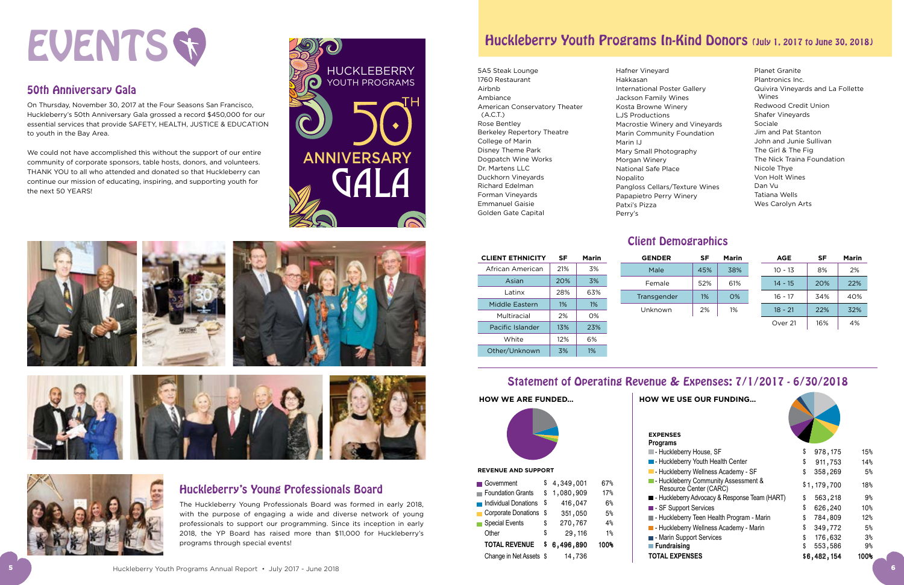# EVENTS

## 50th Anniversary Gala

On Thursday, November 30, 2017 at the Four Seasons San Francisco, Huckleberry's 50th Anniversary Gala grossed a record $450,000 for our essential services that provide SAFETY, HEALTH, JUSTICE & EDUCATION to youth in the Bay Area.

We could not have accomplished this without the support of our entire community of corporate sponsors, table hosts, donors, and volunteers. THANK YOU to all who attended and donated so that Huckleberry can continue our mission of educating, inspiring, and supporting youth for the next 50 YEARS!

HUCKLEBERRY YOUTH PROGRAMS 50TH ANNIVERSARY GALA

## Huckleberry's Young Professionals Board

The Huckleberry Young Professionals Board was formed in early 2018, with the purpose of engaging a wide and diverse network of young professionals to support our programming. Since its inception in early 2018, the YP Board has raised more than $11,000 for Huckleberry's programs through special events!

## Huckleberry Youth Programs In-Kind Donors (July 1, 2017 to June 30, 2018)

5A5 Steak Lounge
1760 Restaurant
Airbnb
Ambiance
American Conservatory Theater (A.C.T.)
Rose Bentley
Berkeley Repertory Theatre
College of Marin
Disney Theme Park
Dogpatch Wine Works
Dr. Martens LLC
Duckhorn Vineyards
Richard Edelman
Forman Vineyards
Emmanuel Gaisie
Golden Gate Capital
Hafner Vineyard
Hakkasan
International Poster Gallery
Jackson Family Wines
Kosta Browne Winery
LJS Productions
Macrostie Winery and Vineyards
Marin Community Foundation
Marin IJ
Mary Small Photography
Morgan Winery
National Safe Place
Nopalito
Pangloss Cellars/Texture Wines
Papapietro Perry Winery
Patxi's Pizza
Perry's
Planet Granite
Plantronics Inc.
Quivira Vineyards and La Follette Wines
Redwood Credit Union
Shafer Vineyards
Sociale
Jim and Pat Stanton
John and Junie Sullivan
The Girl & The Fig
The Nick Traina Foundation
Nicole Thye
Von Holt Wines
Dan Vu
Tatiana Wells
Wes Carolyn Arts

## Client Demographics

| CLIENT ETHNICITY | SF | Marin |
|---|---|---|
| African American | 21% | 3% |
| Asian | 20% | 3% |
| Latinx | 28% | 63% |
| Middle Eastern | 1% | 1% |
| Multiracial | 2% | 0% |
| Pacific Islander | 13% | 23% |
| White | 12% | 6% |
| Other/Unknown | 3% | 1% |

| GENDER | SF | Marin |
|---|---|---|
| Male | 45% | 38% |
| Female | 52% | 61% |
| Transgender | 1% | 0% |
| Unknown | 2% | 1% |

| AGE | SF | Marin |
|---|---|---|
| 10 - 13 | 8% | 2% |
| 14 - 15 | 20% | 22% |
| 16 - 17 | 34% | 40% |
| 18 - 21 | 22% | 32% |
| Over 21 | 16% | 4% |

## Statement of Operating Revenue & Expenses: 7/1/2017 - 6/30/2018

**HOW WE ARE FUNDED...**

**REVENUE AND SUPPORT**

| | | |
|---|---|---|
| Government | $ 4,349,001 | 67% |
| Foundation Grants | $ 1,080,909 | 17% |
| Individual Donations | $ 416,047 | 6% |
| Corporate Donations | $ 351,050 | 5% |
| Special Events | $ 270,767 | 4% |
| Other | $ 29,116 | 1% |
| **TOTAL REVENUE** | **$ 6,496,890** | **100%** |
| Change in Net Assets | $ 14,736 | |

**HOW WE USE OUR FUNDING...**

**EXPENSES**

| **Programs** | | |
|---|---|---|
| - Huckleberry House, SF | $ 978,175 | 15% |
| - Huckleberry Youth Health Center | $ 911,753 | 14% |
| - Huckleberry Wellness Academy - SF | $ 358,269 | 5% |
| - Huckleberry Community Assessment & Resource Center (CARC) | $1,179,700 | 18% |
| - Huckleberry Advocacy & Response Team (HART) | $ 563,218 | 9% |
| - SF Support Services | $ 626,240 | 10% |
| - Huckleberry Teen Health Program - Marin | $ 784,809 | 12% |
| - Huckleberry Wellness Academy - Marin | $ 349,772 | 5% |
| - Marin Support Services | $ 176,632 | 3% |
| **Fundraising** | $ 553,586 | 9% |
| **TOTAL EXPENSES** | **$6,482,154** | **100%** |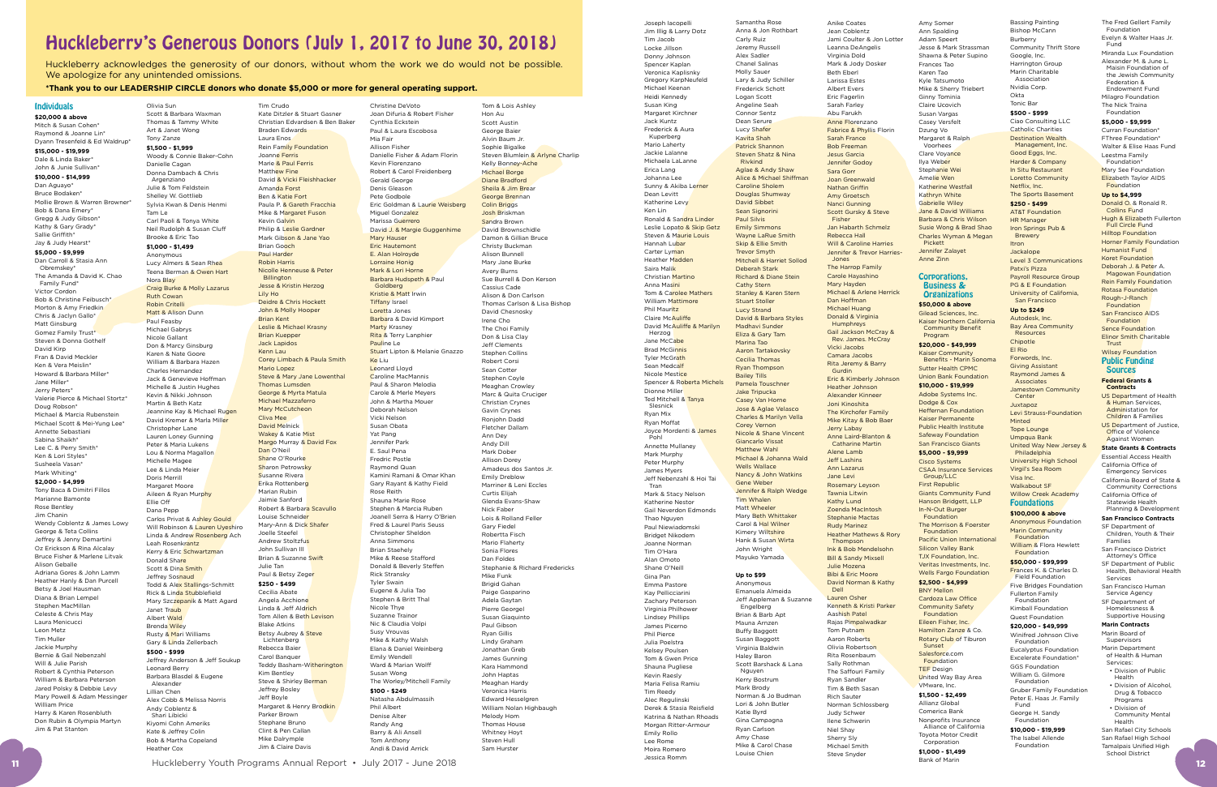# Huckleberry's Generous Donors (July 1, 2017 to June 30, 2018)

Huckleberry acknowledges the generosity of our donors, without whom the work we do would not be possible. We apologize for any unintended omissions.

**\*Thank you to our LEADERSHIP CIRCLE donors who donate $5,000 or more for general operating support.**

## Individuals

### $20,000 & above

Mitch & Susan Cohen*
Raymond & Joanne Lin*
Dyann Tresenfeld & Ed Waldrup*

### $15,000 - $19,999

Dale & Linda Baker*
John & Junie Sullivan*

### $10,000 - $14,999

Dan Aguayo*
Bruce Bodaken*
Mollie Brown & Warren Browner*
Bob & Dana Emery*
Gregg & Judy Gibson*
Kathy & Gary Grady*
Sallie Griffith*
Jay & Judy Hearst*

### $5,000 - $9,999

Dan Carroll & Stasia Ann Obremskey*
The Amanda & David K. Chao Family Fund*
Victor Cordon
Bob & Christine Feibusch*
Morton & Amy Friedkin
Chris & Jaclyn Gallo*
Matt Ginsburg
Gomez Family Trust*
Steven & Donna Gothelf
David Kirp
Fran & David Meckler
Ken & Vera Meislin*
Howard & Barbara Miller*
Jane Miller*
Jerry Peters*
Valerie Pierce & Michael Stortz*
Doug Robson*
Michael & Marcia Rubenstein
Michael Scott & Mei-Yung Lee*
Annette Sebastiani
Sabina Shaikh*
Lee C. & Perry Smith*
Ken & Lori Styles*
Susheela Vasan*
Mark Whiting*

### $2,000 - $4,999

Tony Baca & Dimitri Fillos
Marianne Bamonte
Rose Bentley
Jim Chanin
Wendy Coblentz & James Lowy
George & Teta Collins
Jeffrey & Jenny Demartini
Oz Erickson & Rina Alcalay
Bruce Fisher & Marlene Litvak
Alison Geballe
Adriana Gores & John Lamm
Heather Hanly & Dan Purcell
Betsy & Joel Hausman
Diana & Brian Lempel
Stephen MacMillan
Celeste & Chris May
Laura Menicucci
Leon Metz
Tim Muller
Jackie Murphy
Bernie & Gail Nebenzahl
Will & Julie Parish
Robert & Cynthia Peterson
William & Barbara Peterson
Jared Polsky & Debbie Levy
Mary Powell & Adam Messinger
William Price
Harry & Karen Rosenbluth
Don Rubin & Olympia Martyn
Jim & Pat Stanton
Olivia Sun
Scott & Barbara Waxman
Thomas & Tammy White
Art & Janet Wong
Tony Zanze

### $1,500 - $1,999

Woody & Connie Baker-Cohn
Danielle Cagan
Donna Dambach & Chris Argenziano
Julie & Tom Feldstein
Shelley W. Gottlieb
Sylvia Kwan & Denis Henmi
Tam Le
Carl Paoli & Tonya White
Neil Rudolph & Susan Cluff
Brooke & Eric Tao

### $1,000 - $1,499

Anonymous
Lucy Almers & Sean Rhea
Teena Berman & Owen Hart
Nora Blay
Craig Burke & Molly Lazarus
Ruth Cowan
Robin Critelli
Matt & Alison Dunn
Paul Feasby
Michael Gabrys
Nicole Gallant
Don & Marcy Ginsburg
Karen & Nate Goore
William & Barbara Hazen
Charles Hernandez
Jack & Genevieve Hoffman
Michelle & Justin Hughes
Kevin & Nikki Johnson
Martin & Beth Katz
Jeannine Kay & Michael Rugen
David Kremer & Marla Miller
Christopher Lane
Lauren Loney Gunning
Peter & Maria Lukens
Lou & Norma Magallon
Michelle Magee
Lee & Linda Meier
Doris Merrill
Margaret Moore
Aileen & Ryan Murphy
Ellie Off
Dana Pepp
Carlos Privat & Ashley Gould
Will Robinson & Lauren Uyeshiro
Linda & Andrew Rosenberg Ach
Leah Rosenkrantz
Kerry & Eric Schwartzman
Donald Share
Scott & Dina Smith
Jeffrey Sosnaud
Todd & Alex Stallings-Schmitt
Rick & Linda Stubblefield
Mary Szczepanik & Matt Agard
Janet Traub
Albert Wald
Brenda Wiley
Rusty & Mari Williams
Gary & Linda Zellerbach

### $500 - $999

Jeffrey Anderson & Jeff Soukup
Leonard Berry
Barbara Blasdel & Eugene Alexander
Lillian Chen
Alex Cobb & Melissa Norris
Andy Coblentz & Shari Libicki
Kiyomi Cohn Ameriks
Kate & Jeffrey Colin
Bob & Martha Copeland
Heather Cox
Tim Crudo
Kate Ditzler & Stuart Gasner
Christian Edvardsen & Ben Baker
Braden Edwards
Laura Enos
Rein Family Foundation
Joanne Ferris
Marie & Paul Ferris
Matthew Fine
David & Vicki Fleishhacker
Amanda Forst
Ben & Katie Fort
Paula P. & Gareth Fracchia
Mike & Margaret Fuson
Kevin Galvin
Philip & Leslie Gardner
Mark Gibson & Jane Yao
Brian Gooch
Paul Harder
Robin Harris
Nicolle Henneuse & Peter Billington
Jesse & Kristin Herzog
Lily Ho
Deidre & Chris Hockett
John & Molly Hooper
Brian Kent
Leslie & Michael Krasny
Brian Kuepper
Jack Lapidos
Kenn Lau
Corey Limbach & Paula Smith
Mario Lopez
Steve & Mary Jane Lowenthal
Thomas Lumsden
George & Myrta Matula
Michael Mazzaferro
Mary McCutcheon
Cliva Mee
David Melnick
Wakey & Katie Mist
Margo Murray & David Fox
Dan O'Neil
Shane O'Rourke
Sharon Petrowsky
Susanne Rivera
Erika Rottenberg
Marian Rubin
Jaimie Sanford
Robert & Barbara Scavullo
Louise Schneider
Mary-Ann & Dick Shafer
Joelle Steefel
Andrew Stoltzfus
John Sullivan III
Brian & Suzanne Swift
Julie Tan
Paul & Betsy Zeger

### $250 - $499

Cecilia Abate
Angela Acchione
Linda & Jeff Aldrich
Tom Allen & Beth Levison
Blake Atkins
Betsy Aubrey & Steve Lichtenberg
Rebecca Baier
Carol Banquer
Teddy Basham-Witherington
Kim Bentley
Steve & Shirley Berman
Jeffrey Bosley
Jeff Boyle
Margaret & Henry Brodkin
Parker Brown
Stephanie Bruno
Clint & Pen Callan
Mike Dalrymple
Jim & Claire Davis
Christine DeVoto
Joan Difuria & Robert Fisher
Cynthia Eckstein
Paul & Laura Escobosa
Mia Fair
Allison Fisher
Danielle Fisher & Adam Florin
Kevin Florenzano
Robert & Carol Freidenberg
Gerald George
Denis Gleason
Pete Godbole
Eric Goldman & Laurie Weisberg
Miguel Gonzalez
Marissa Guerrero
David J. & Margie Guggenhime
Mary Hauser
Eric Hautemont
E. Alan Holroyde
Lorraine Honig
Mark & Lori Horne
Barbara Hudspeth & Paul Goldberg
Kristie & Matt Irwin
Tiffany Israel
Loretta Jones
Barbara & David Kimport
Marty Krasney
Rita & Terry Lanphier
Pat Le
Stuart Lipton & Melanie Gnazzo
Ke Liu
Leonard Lloyd
Caroline MacMannis
Paul & Sharon Melodia
Carole & Merle Meyers
John & Martha Mouer
Deborah Nelson
Vicki Nelson
Susan Obata
Yat Pang
Jennifer Park
E. Saul Pena
Fredric Postle
Raymond Quan
Kamini Ramani & Omar Khan
Gary Rayant & Kathy Field
Rose Reith
Shauna Marie Rose
Stephen & Marcia Ruben
Joanell Serra & Harry O'Brien
Fred & Laurel Paris Seuss
Christopher Shalon
Anna Simmons
Brian Staehely
Mike & Reese Stafford
Donald & Beverly Steffen
Rick Stransky
Tyler Swain
Eugene & Julia Tao
Stephen & Britt Thal
Nicole Thye
Suzanne Trainor
Nic & Claudia Volpi
Susy Vrouvas
Mike & Kathy Walsh
Elana & Daniel Weinberg
Emily Wendell
Ward & Marian Wolff
Susan Wong
The Worley/Mitchell Family

### $100 - $249

Natasha Abdulmassih
Phil Albert
Denise Alter
Randy Ang
Barry & Ali Ansell
Tom Anthony
Andi & David Arrick
Tom & Lois Ashley
Hon Au
Scott Austin
George Baier
Alvin Baum Jr.
Sophie Bigalke
Steven Blumlein & Arlyne Charlip
Kelly Bonney-Ache
Michael Borge
Diane Bradford
Sheila & Jim Brear
George Brennan
Colin Briggs
Josh Briskman
Sandra Brown
David Brownschidle
Damon & Gillian Bruce
Christy Buckman
Alison Bunnell
Mary Jane Burke
Avery Burns
Sue Burrell & Don Kerson
Cassius Cade
Alison & Don Carlson
Thomas Carlson & Lisa Bishop
David Chesnosky
Irene Cho
The Choi Family
Don & Lisa Clay
Jeff Clements
Stephen Collins
Robert Corsi
Sean Cotter
Stephen Coyle
Meaghan Crowley
Marc & Quita Cruciger
Christian Crynes
Gavin Crynes
Ronjohn Dadd
Fletcher Dallam
Ann Dey
Andy Dill
Mark Dober
Allison Dorey
Amadeus dos Santos Jr.
Emily Dreblow
Marriner & Leni Eccles
Curtis Elijah
Glenda Evans-Shaw
Nick Faber
Lois & Rolland Feller
Gary Fiedel
Robertta Fisch
Mario Flaherty
Sonia Flores
Dan Foldes
Stephanie & Richard Fredericks
Mike Funk
Brigid Gahan
Paige Gasparino
Adela Gaytan
Pierre Georgel
Susan Giaquinto
Paul Gibson
Ryan Gillis
Lindy Graham
Jonathan Greb
James Gunning
Kara Hammond
John Haptas
Meaghan Hardy
Veronica Harris
Edward Hesselgren
William Nolan Highbaugh
Melody Hom
Thomas House
Whitney Hoyt
Steven Hull
Sam Hurster
Joseph Iacopelli
Jim Illig & Larry Dotz
Tim Jacob
Locke Jillson
Donny Johnson
Spencer Kaplan
Veronica Kaplinsky
Gregory KarpNeufeld
Michael Keenan
Heidi Kennedy
Susan King
Margaret Kirchner
Jack Kurtz
Frederick & Aura Kuperberg
Mario Laherty
Jackie Lalanne
Michaela LaLanne
Erica Lang
Johanna Lee
Sunny & Akiba Lerner
Dean Levitt
Katherine Levy
Ken Lin
Ronald & Sandra Linder
Leslie Lopato & Skip Getz
Steven & Maurie Louis
Hannah Lubar
Carter Lyman
Heather Madden
Saira Malik
Christian Martino
Anna Masini
Tom & Carolee Mathers
William Mattimore
Phil Mauritz
Claire McAuliffe
David McAuliffe & Marilyn Herzog
Jane McCabe
Brad McGinnis
Tyler McGrath
Sean Medcalf
Nicole Mestice
Spencer & Roberta Michels
Dionne Miller
Ted Mitchell & Tanya Slesnick
Ryan Mix
Ryan Moffat
Joyce Mordenti & James Pohl
Annette Mullaney
Mark Murphy
Peter Murphy
James Myers
Jeff Nebenzahl & Hoi Tai Tran
Mark & Stacy Nelson
Katherine Nestor
Gail Neverdon Edmonds
Thao Nguyen
Paul Niewiadomski
Bridget Nikodem
Joanne Norman
Tim O'Hara
Alan Omoto
Shane O'Neill
Gina Pan
Emma Pastore
Kay Pelliccia­rini
Zachary Peterson
Virginia Philhower
Lindsey Phillips
James Picerno
Phil Pierce
Julia Poelstra
Kelsey Poulsen
Tom & Gwen Price
Shauna Pugliese
Kevin Raesly
Maria Felisa Ramiu
Tim Reedy
Alec Regulinski
Derek & Stasia Reisfield
Katrina & Nathan Rhoads
Morgan Ritter-Armour
Emily Rollo
Lee Rome
Moira Romero
Jessica Romm
Samantha Rose
Anna & Jon Rothbart
Carly Ruiz
Jeremy Russell
Alex Sadler
Chanel Salinas
Molly Sauer
Lary & Judy Schiller
Frederick Schott
Logan Scott
Angeline Seah
Connor Sentz
Dean Serure
Lucy Shafer
Kavita Shah
Patrick Shannon
Steven Shatz & Nina Rivkind
Aglae & Andy Shaw
Alice & Michael Shiffman
Caroline Sholem
Douglas Shumway
David Sibbet
Sean Signorini
Paul Silvis
Emily Simmons
Wayne LaRue Smith
Skip & Ellie Smith
Trevor Smyth
Mitchell & Harriet Sollod
Deberah Stark
Richard & Diane Stein
Cathy Stern
Stanley & Karen Stern
Stuart Stoller
Lucy Strand
David & Barbara Styles
Madhavi Sunder
Eliza & Gary Tam
Marina Tao
Aaron Tartakovsky
Cecilia Thomas
Ryan Thompson
Bailey Tills
Pamela Touschner
Jake Tripucka
Casey Van Horne
Jose & Aglae Velasco
Charles & Marilyn Vella
Corey Vernon
Nicole & Shane Vincent
Giancarlo Vissat
Matthew Wahl
Michael & Johanna Wald
Wells Wallace
Nancy & John Watkins
Gene Weber
Jennifer & Ralph Wedge
Tim Whalen
Matt Wheeler
Mary Beth Whittaker
Carol & Hal Wilner
Kimery Wiltshire
Hank & Susan Wirta
John Wright
Mayuko Yamada

### Up to $99

Anonymous
Emanuela Almeida
Jeff Appleman & Suzanne Engelberg
Brian & Barb Apt
Mauna Arnzen
Buffy Baggott
Susan Baggott
Virginia Baldwin
Haley Baron
Scott Barshack & Lana Nguyen
Kerry Bostrum
Mark Brody
Norman & Jo Budman
Lori & John Butler
Katie Byrd
Gina Campagna
Ryan Carlson
Amy Chase
Mike & Carol Chase
Louise Chien
Anike Coates
Jean Coblentz
Jami Coulter & Jon Lotter
Leanna DeAngelis
Virginia Dold
Mark & Jody Dosker
Beth Eberl
Larissa Estes
Albert Evers
Eric Fagerlin
Sarah Farley
Abu Faruk
Anne Fiorenzano
Fabrice & Phyllis Florin
Sarah France
Bob Freeman
Jesus Garcia
Jennifer Godoy
Sara Gorr
Joan Greenwald
Nathan Griffin
Amy Groetsch
Nanci Gunning
Scott Gursky & Steve Fisher
Jan Habarth Schmelz
Rebecca Hall
Will & Caroline Harries
Jennifer & Trevor Harries-Jones
The Harrop Family
Carole Hayashino
Mary Hayden
Michael & Arlene Herrick
Dan Hoffman
Michael Huang
Donald & Virginia Humphreys
Gail Jackson McCray & Rev. James. McCray
Vicki Jacobs
Camara Jacobs
Rita Jeremy & Barry Gurdin
Eric & Kimberly Johnson
Heather Johnson
Alexander Kinneer
Joni Kinoshita
The Kirchofer Family
Mike Kitay & Bob Baer
Jerry Labay
Anne Laird-Blanton & Catharine Martin
Alene Lamb
Jeff Lashins
Ann Lazarus
Jane Levi
Rosemary Leyson
Tawnia Litwin
Kathy Lund
Zoenda MacIntosh
Stephanie Mactas
Rudy Marinez
Heather Mathews & Rory Thompson
Ink & Bob Mendelsohn
Bill & Sandy Mixsell
Julie Mozena
Bibi & Eric Moore
David Norman & Kathy Dell
Lauren Osher
Kenneth & Kristi Parker
Aashish Patel
Rajas Pimpalwadkar
Tom Putnam
Aaron Roberts
Olivia Robertson
Rita Rosenbaum
Sally Rothman
The Saffouri Family
Ryan Sandler
Tim & Beth Sasan
Rich Sauter
Norman Schlossberg
Judy Schwer
Ilene Schwerin
Niel Shay
Sherry Sly
Michael Smith
Steve Snyder
Amy Somer
Ann Spalding
Adam Speert
Jesse & Mark Strassman
Shawna & Peter Supino
Frances Tao
Karen Tao
Kyle Tatsumoto
Mike & Sherry Triebert
Ginny Tominia
Claire Ucovich
Susan Vargas
Casey Versfelt
Dzung Vo
Margaret & Ralph Voorhees
Clare Voyance
Ilya Weber
Stephanie Wei
Amelie Wen
Katherine Westfall
Kathryn White
Gabrielle Wiley
Jane & David Williams
Barbara & Chris Wilson
Susie Wong & Brad Shao
Charles Wyman & Megan Pickett
Jennifer Zalayet
Anne Zinn

## Corporations, Business & Organizations

### $50,000 & above

Gilead Sciences, Inc.
Kaiser Northern California Community Benefit Program

### $20,000 - $49,999

Kaiser Community Benefits - Marin Sonoma
Sutter Health CPMC
Union Bank Foundation

### $10,000 - $19,999

Adobe Systems Inc.
Dodge & Cox
Heffernan Foundation
Kaiser Permanente Public Health Institute
Safeway Foundation
San Francisco Giants

### $5,000 - $9,999

Cisco Systems
CSAA Insurance Services Group/LLC
First Republic
Giants Community Fund
Hanson Bridgett, LLP
In-N-Out Burger Foundation
The Morrison & Foerster Foundation
Pacific Union International
Silicon Valley Bank
TJX Foundation, Inc.
Veritas Investments, Inc.
Wells Fargo Foundation

### $2,500 - $4,999

BNY Mellon
Cardoza Law Office
Community Safety Foundation
Eileen Fisher, Inc.
Hamilton Zanze & Co.
Rotary Club of Tiburon Sunset
Salesforce.com Foundation
TEF Design
United Way Bay Area
VMware, Inc.

### $1,500 - $2,499

Allianz Global
Comerica Bank
Nonprofits Insurance Alliance of California
Toyota Motor Credit Corporation

### $1,000 - $1,499

Bank of Marin
Bassing Painting
Bishop McCann
Burberry
Community Thrift Store
Google, Inc.
Harrington Group
Marin Charitable Association
Nvidia Corp.
Okta
Tonic Bar

### $500 - $999

Ciao Consulting LLC
Catholic Charities
Destination Wealth Management, Inc.
Good Eggs, Inc.
Harder & Company
In Situ Restaurant
Loretto Community
Netflix, Inc.
The Sports Basement

### $250 - $499

AT&T Foundation
HR Manager
Iron Springs Pub & Brewery
Itron
Jackalope
Level 3 Communications
Patxi's Pizza
Payroll Resource Group
PG & E Foundation
University of California, San Francisco

### Up to $249

Autodesk, Inc.
Bay Area Community Resources
Chipotle
El Rio
Forwords, Inc.
Giving Assistant
Raymond James & Associates
Jamestown Community Center
Juxtapoz
Levi Strauss-Foundation
Minted
Tope Lounge
Umpqua Bank
United Way New Jersey & Philadelphia
University High School
Virgil's Sea Room
Visa Inc.
Walkabout SF
Willow Creek Academy

## Foundations

### $100,000 & above

Anonymous Foundation
Marin Community Foundation
William & Flora Hewlett Foundation

### $50,000 - $99,999

Frances K. & Charles D. Field Foundation
Five Bridges Foundation
Fullerton Family Foundation
Kimball Foundation
Quest Foundation

### $20,000 - $49,999

Winifred Johnson Clive Foundation
Eucalyptus Foundation
Excelerate Foundation*
GGS Foundation
William G. Gilmore Foundation
Gruber Family Foundation
Peter E. Haas Jr. Family Fund
George H. Sandy Foundation

### $10,000 - $19,999

The Isabel Allende Foundation
The Fred Gellert Family Foundation
Evelyn & Walter Haas Jr. Fund
Miranda Lux Foundation
Alexander M. & June L. Maisin Foundation of the Jewish Community Federation & Endowment Fund
Milagro Foundation
The Nick Traina Foundation

### $5,000 - $9,999

Curran Foundation*
FThree Foundation*
Walter & Elise Haas Fund
Leestma Family Foundation*
Mary See Foundation
Elizabeth Taylor AIDS Foundation

### Up to $4,999

Donald O. & Ronald R. Collins Fund
Hugh & Elizabeth Fullerton Full Circle Fund
Hilltop Foundation
Horner Family Foundation
Humanist Fund
Koret Foundation
Deborah J. & Peter A. Magowan Foundation
Rein Family Foundation
Rotasa Foundation
Rough-J-Ranch Foundation
San Francisco AIDS Foundation
Sence Foundation
Elinor Smith Charitable Trust
Wilsey Foundation

## Public Funding Sources

### Federal Grants & Contracts

US Department of Health & Human Services, Administration for Children & Families
US Department of Justice, Office of Violence Against Women

### State Grants & Contracts

Essential Access Health
California Office of Emergency Services
California Board of State & Community Corrections
California Office of Statewide Health Planning & Development

### San Francisco Contracts

SF Department of Children, Youth & Their Families
San Francisco District Attorney's Office
SF Department of Public Health, Behavioral Health Services
San Francisco Human Service Agency
SF Department of Homelessness & Supportive Housing

### Marin Contracts

Marin Board of Supervisors
Marin Department of Health & Human Services:
- Division of Public Health
- Division of Alcohol, Drug & Tobacco Programs
- Division of Community Mental Health

San Rafael City Schools
San Rafael High School
Tamalpais Unified High School District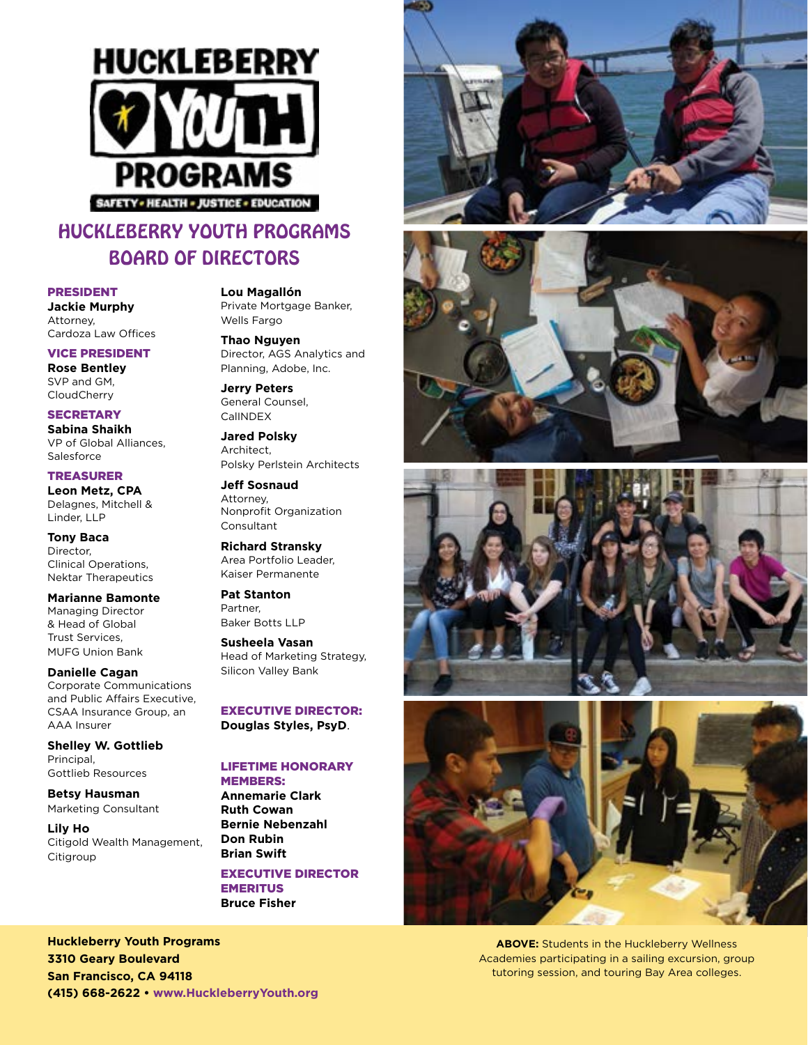# HUCKLEBERRY YOUTH PROGRAMS

SAFETY • HEALTH • JUSTICE • EDUCATION

## HUCKLEBERRY YOUTH PROGRAMS BOARD OF DIRECTORS

**PRESIDENT**
**Jackie Murphy**
Attorney,
Cardoza Law Offices

**VICE PRESIDENT**
**Rose Bentley**
SVP and GM,
CloudCherry

**SECRETARY**
**Sabina Shaikh**
VP of Global Alliances,
Salesforce

**TREASURER**
**Leon Metz, CPA**
Delagnes, Mitchell &
Linder, LLP

**Tony Baca**
Director,
Clinical Operations,
Nektar Therapeutics

**Marianne Bamonte**
Managing Director
& Head of Global
Trust Services,
MUFG Union Bank

**Danielle Cagan**
Corporate Communications
and Public Affairs Executive,
CSAA Insurance Group, an
AAA Insurer

**Shelley W. Gottlieb**
Principal,
Gottlieb Resources

**Betsy Hausman**
Marketing Consultant

**Lily Ho**
Citigold Wealth Management,
Citigroup

**Lou Magallón**
Private Mortgage Banker,
Wells Fargo

**Thao Nguyen**
Director, AGS Analytics and
Planning, Adobe, Inc.

**Jerry Peters**
General Counsel,
CallNDEX

**Jared Polsky**
Architect,
Polsky Perlstein Architects

**Jeff Sosnaud**
Attorney,
Nonprofit Organization
Consultant

**Richard Stransky**
Area Portfolio Leader,
Kaiser Permanente

**Pat Stanton**
Partner,
Baker Botts LLP

**Susheela Vasan**
Head of Marketing Strategy,
Silicon Valley Bank

**EXECUTIVE DIRECTOR:**
**Douglas Styles, PsyD**.

**LIFETIME HONORARY MEMBERS:**
**Annemarie Clark**
**Ruth Cowan**
**Bernie Nebenzahl**
**Don Rubin**
**Brian Swift**

**EXECUTIVE DIRECTOR EMERITUS**
**Bruce Fisher**

**ABOVE:** Students in the Huckleberry Wellness Academies participating in a sailing excursion, group tutoring session, and touring Bay Area colleges.

**Huckleberry Youth Programs**
**3310 Geary Boulevard**
**San Francisco, CA 94118**
**(415) 668-2622 • www.HuckleberryYouth.org**